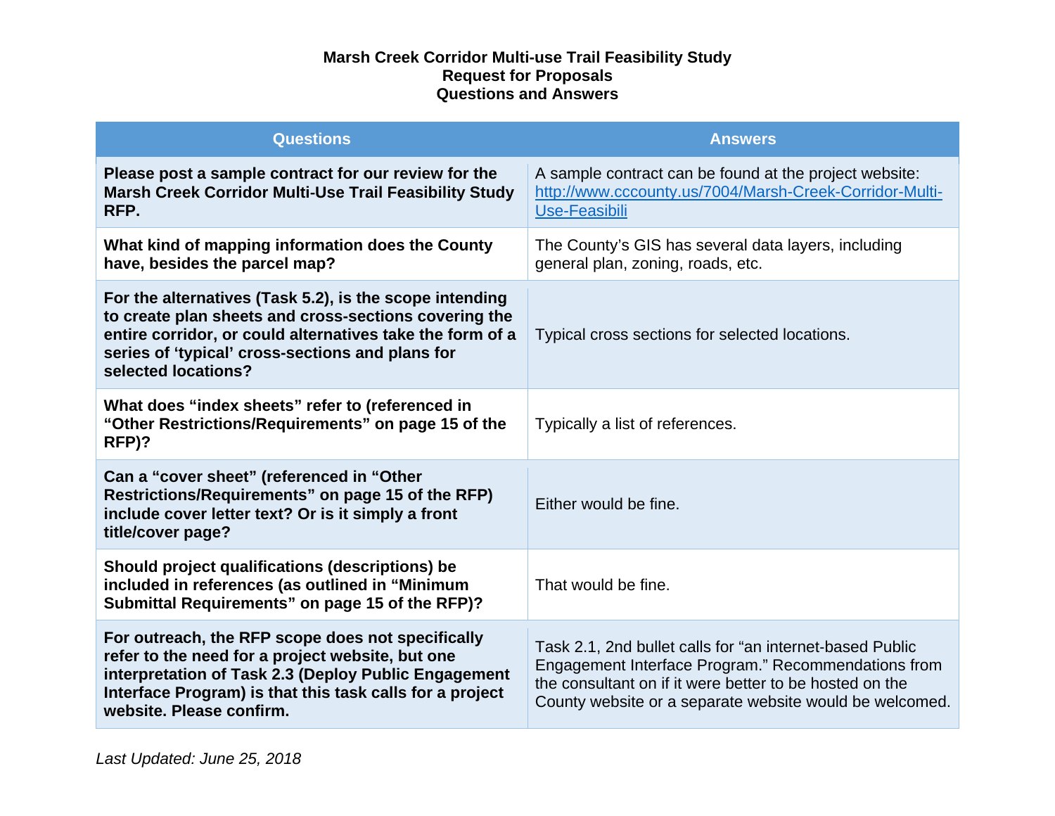# Marsh Creek Corridor Multi-use Trail Feasibility Study
## Request for Proposals
## Questions and Answers

| Questions | Answers |
| --- | --- |
| **Please post a sample contract for our review for the Marsh Creek Corridor Multi-Use Trail Feasibility Study RFP.** | A sample contract can be found at the project website: [http://www.cccounty.us/7004/Marsh-Creek-Corridor-Multi-Use-Feasibili](http://www.cccounty.us/7004/Marsh-Creek-Corridor-Multi-Use-Feasibili) |
| **What kind of mapping information does the County have, besides the parcel map?** | The County's GIS has several data layers, including general plan, zoning, roads, etc. |
| **For the alternatives (Task 5.2), is the scope intending to create plan sheets and cross-sections covering the entire corridor, or could alternatives take the form of a series of 'typical' cross-sections and plans for selected locations?** | Typical cross sections for selected locations. |
| **What does "index sheets" refer to (referenced in "Other Restrictions/Requirements" on page 15 of the RFP)?** | Typically a list of references. |
| **Can a "cover sheet" (referenced in "Other Restrictions/Requirements" on page 15 of the RFP) include cover letter text? Or is it simply a front title/cover page?** | Either would be fine. |
| **Should project qualifications (descriptions) be included in references (as outlined in "Minimum Submittal Requirements" on page 15 of the RFP)?** | That would be fine. |
| **For outreach, the RFP scope does not specifically refer to the need for a project website, but one interpretation of Task 2.3 (Deploy Public Engagement Interface Program) is that this task calls for a project website. Please confirm.** | Task 2.1, 2nd bullet calls for "an internet-based Public Engagement Interface Program." Recommendations from the consultant on if it were better to be hosted on the County website or a separate website would be welcomed. |

*Last Updated: June 25, 2018*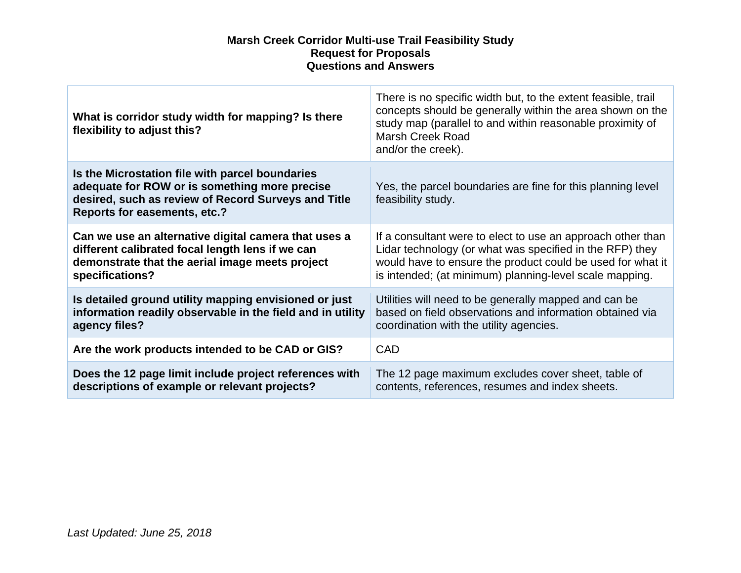**Marsh Creek Corridor Multi-use Trail Feasibility Study**
**Request for Proposals**
**Questions and Answers**

| Question | Answer |
|---|---|
| **What is corridor study width for mapping? Is there flexibility to adjust this?** | There is no specific width but, to the extent feasible, trail concepts should be generally within the area shown on the study map (parallel to and within reasonable proximity of Marsh Creek Road and/or the creek). |
| **Is the Microstation file with parcel boundaries adequate for ROW or is something more precise desired, such as review of Record Surveys and Title Reports for easements, etc.?** | Yes, the parcel boundaries are fine for this planning level feasibility study. |
| **Can we use an alternative digital camera that uses a different calibrated focal length lens if we can demonstrate that the aerial image meets project specifications?** | If a consultant were to elect to use an approach other than Lidar technology (or what was specified in the RFP) they would have to ensure the product could be used for what it is intended; (at minimum) planning-level scale mapping. |
| **Is detailed ground utility mapping envisioned or just information readily observable in the field and in utility agency files?** | Utilities will need to be generally mapped and can be based on field observations and information obtained via coordination with the utility agencies. |
| **Are the work products intended to be CAD or GIS?** | CAD |
| **Does the 12 page limit include project references with descriptions of example or relevant projects?** | The 12 page maximum excludes cover sheet, table of contents, references, resumes and index sheets. |

*Last Updated: June 25, 2018*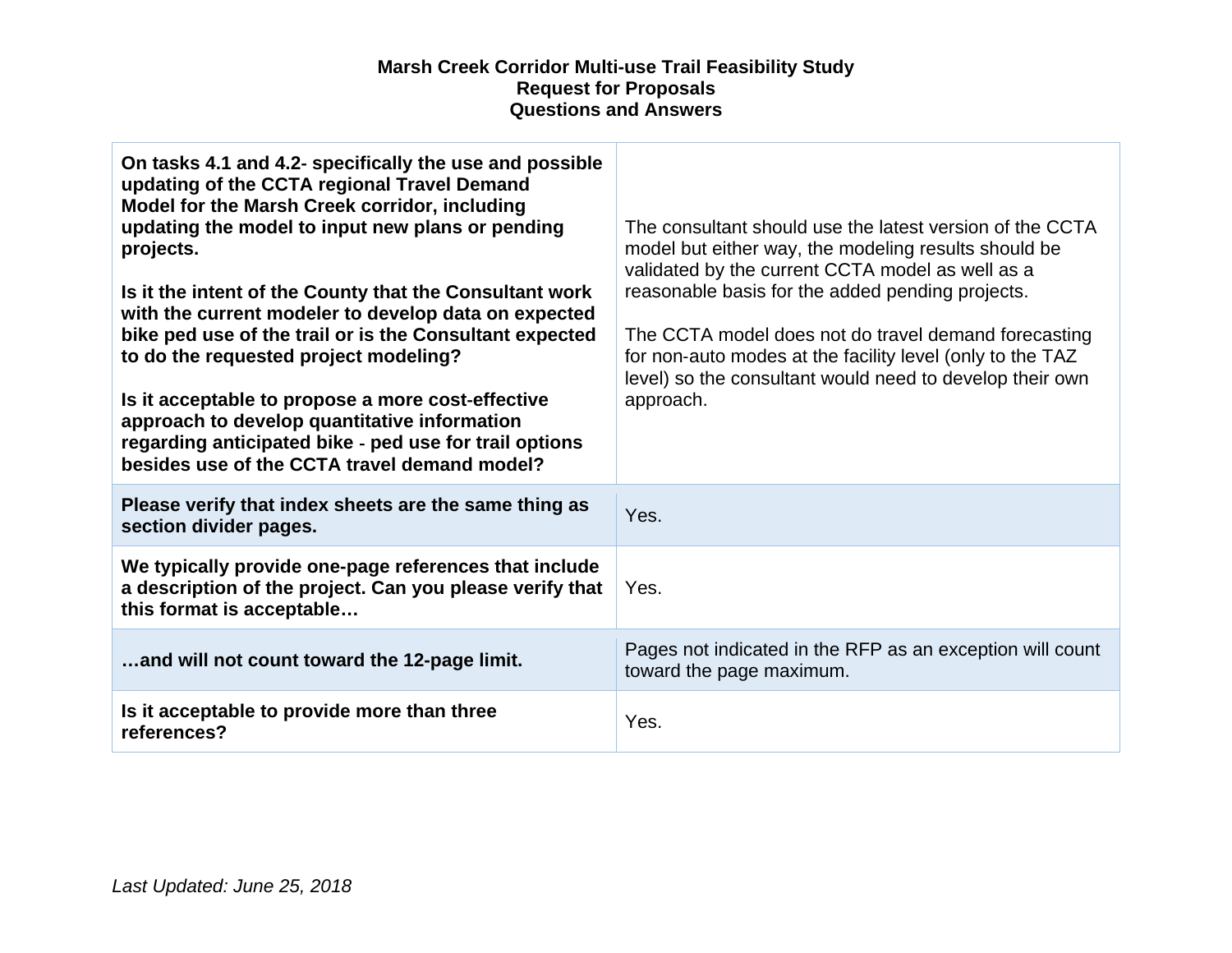**Marsh Creek Corridor Multi-use Trail Feasibility Study**
**Request for Proposals**
**Questions and Answers**

| | |
|---|---|
| **On tasks 4.1 and 4.2- specifically the use and possible updating of the CCTA regional Travel Demand Model for the Marsh Creek corridor, including updating the model to input new plans or pending projects.**<br><br>**Is it the intent of the County that the Consultant work with the current modeler to develop data on expected bike ped use of the trail or is the Consultant expected to do the requested project modeling?**<br><br>**Is it acceptable to propose a more cost-effective approach to develop quantitative information regarding anticipated bike - ped use for trail options besides use of the CCTA travel demand model?** | The consultant should use the latest version of the CCTA model but either way, the modeling results should be validated by the current CCTA model as well as a reasonable basis for the added pending projects.<br><br>The CCTA model does not do travel demand forecasting for non-auto modes at the facility level (only to the TAZ level) so the consultant would need to develop their own approach. |
| **Please verify that index sheets are the same thing as section divider pages.** | Yes. |
| **We typically provide one-page references that include a description of the project. Can you please verify that this format is acceptable…** | Yes. |
| **…and will not count toward the 12-page limit.** | Pages not indicated in the RFP as an exception will count toward the page maximum. |
| **Is it acceptable to provide more than three references?** | Yes. |

*Last Updated: June 25, 2018*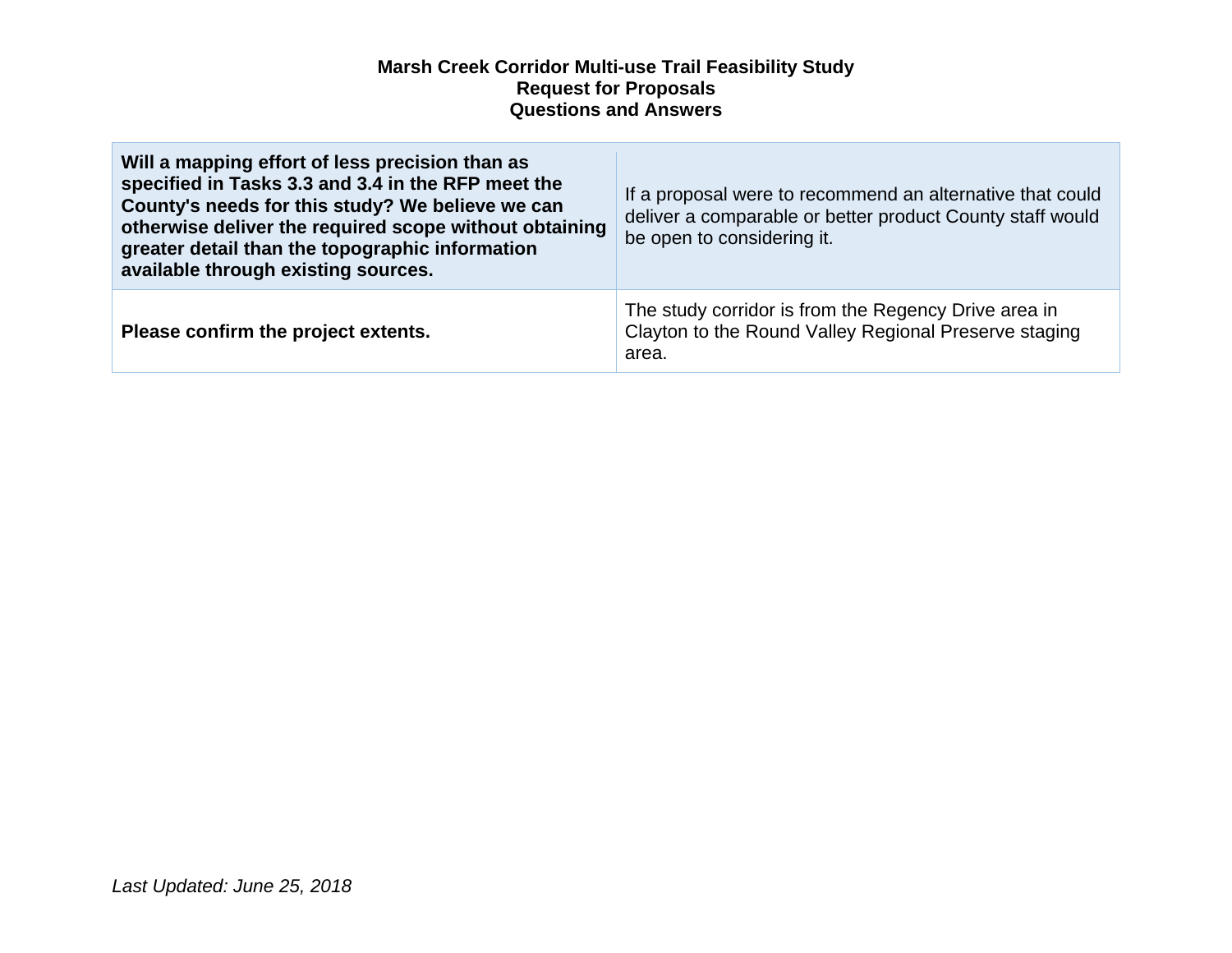**Marsh Creek Corridor Multi-use Trail Feasibility Study**
**Request for Proposals**
**Questions and Answers**

| | |
|---|---|
| **Will a mapping effort of less precision than as specified in Tasks 3.3 and 3.4 in the RFP meet the County's needs for this study? We believe we can otherwise deliver the required scope without obtaining greater detail than the topographic information available through existing sources.** | If a proposal were to recommend an alternative that could deliver a comparable or better product County staff would be open to considering it. |
| **Please confirm the project extents.** | The study corridor is from the Regency Drive area in Clayton to the Round Valley Regional Preserve staging area. |

*Last Updated: June 25, 2018*